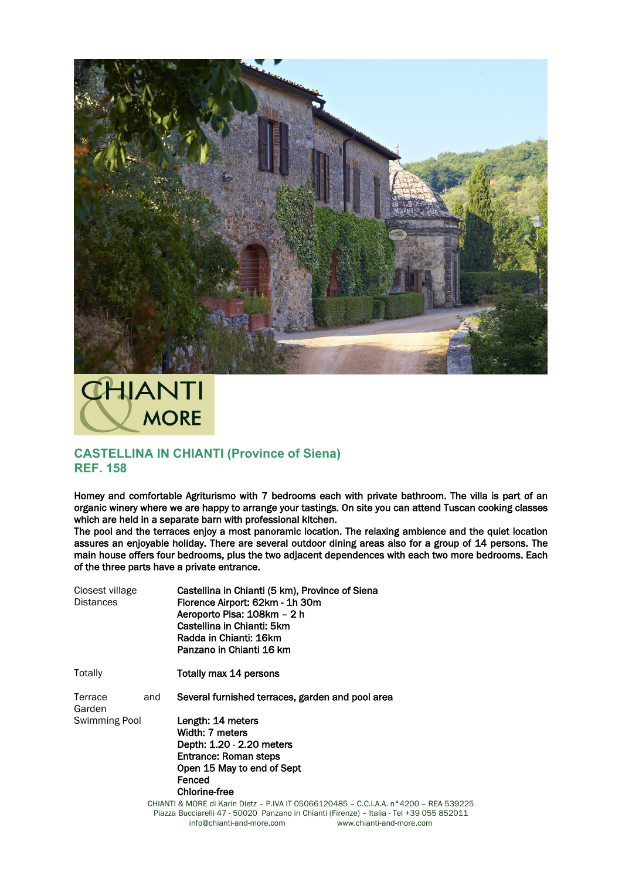CHIANTI & MORE

## CASTELLINA IN CHIANTI (Province of Siena)
## REF. 158

**Homey and comfortable Agriturismo with 7 bedrooms each with private bathroom. The villa is part of an organic winery where we are happy to arrange your tastings. On site you can attend Tuscan cooking classes which are held in a separate barn with professional kitchen.**
**The pool and the terraces enjoy a most panoramic location. The relaxing ambience and the quiet location assures an enjoyable holiday. There are several outdoor dining areas also for a group of 14 persons. The main house offers four bedrooms, plus the two adjacent dependences with each two more bedrooms. Each of the three parts have a private entrance.**

| | |
|---|---|
| Closest village | **Castellina in Chianti (5 km), Province of Siena** |
| Distances | **Florence Airport: 62km - 1h 30m**<br>**Aeroporto Pisa: 108km – 2 h**<br>**Castellina in Chianti: 5km**<br>**Radda in Chianti: 16km**<br>**Panzano in Chianti 16 km** |
| Totally | **Totally max 14 persons** |
| Terrace and Garden | **Several furnished terraces, garden and pool area** |
| Swimming Pool | **Length: 14 meters**<br>**Width: 7 meters**<br>**Depth: 1.20 - 2.20 meters**<br>**Entrance: Roman steps**<br>**Open 15 May to end of Sept**<br>**Fenced**<br>**Chlorine-free** |

CHIANTI & MORE di Karin Dietz – P.IVA IT 05066120485 – C.C.I.A.A. n° 4200 – REA 539225
Piazza Bucciarelli 47 - 50020 Panzano in Chianti (Firenze) – Italia - Tel +39 055 852011
info@chianti-and-more.com www.chianti-and-more.com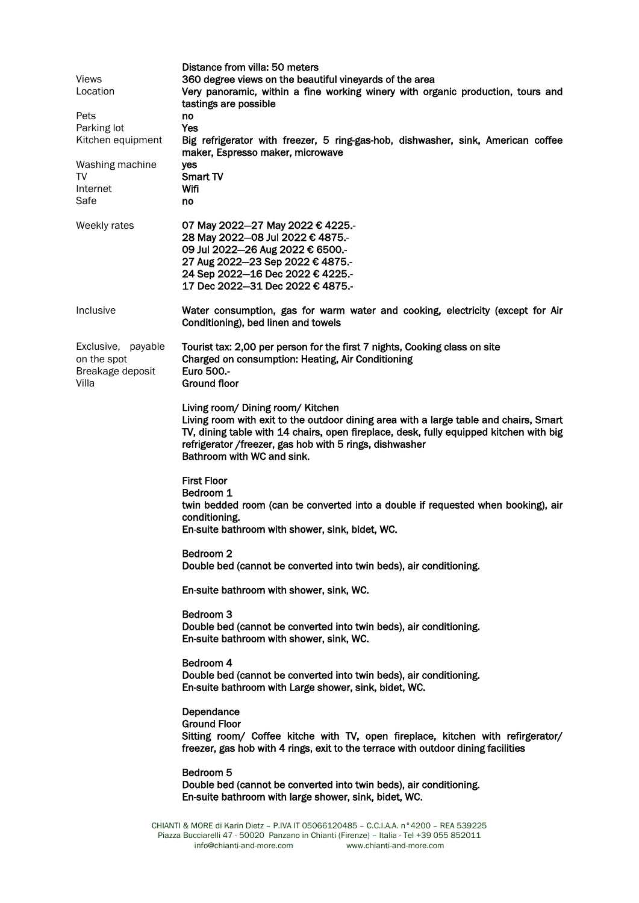| | |
|---|---|
| | Distance from villa: 50 meters |
| Views | 360 degree views on the beautiful vineyards of the area |
| Location | Very panoramic, within a fine working winery with organic production, tours and tastings are possible |
| Pets | no |
| Parking lot | Yes |
| Kitchen equipment | Big refrigerator with freezer, 5 ring-gas-hob, dishwasher, sink, American coffee maker, Espresso maker, microwave |
| Washing machine | yes |
| TV | Smart TV |
| Internet | Wifi |
| Safe | no |

**Weekly rates**

07 May 2022—27 May 2022 € 4225.-
28 May 2022—08 Jul 2022 € 4875.-
09 Jul 2022—26 Aug 2022 € 6500.-
27 Aug 2022—23 Sep 2022 € 4875.-
24 Sep 2022—16 Dec 2022 € 4225.-
17 Dec 2022—31 Dec 2022 € 4875.-

**Inclusive**

Water consumption, gas for warm water and cooking, electricity (except for Air Conditioning), bed linen and towels

**Exclusive, payable on the spot**

Tourist tax: 2,00 per person for the first 7 nights, Cooking class on site
Charged on consumption: Heating, Air Conditioning

**Breakage deposit**

Euro 500.-

**Villa**

Ground floor

Living room/ Dining room/ Kitchen
Living room with exit to the outdoor dining area with a large table and chairs, Smart TV, dining table with 14 chairs, open fireplace, desk, fully equipped kitchen with big refrigerator /freezer, gas hob with 5 rings, dishwasher
Bathroom with WC and sink.

First Floor
Bedroom 1
twin bedded room (can be converted into a double if requested when booking), air conditioning.
En-suite bathroom with shower, sink, bidet, WC.

Bedroom 2
Double bed (cannot be converted into twin beds), air conditioning.

En-suite bathroom with shower, sink, WC.

Bedroom 3
Double bed (cannot be converted into twin beds), air conditioning.
En-suite bathroom with shower, sink, WC.

Bedroom 4
Double bed (cannot be converted into twin beds), air conditioning.
En-suite bathroom with Large shower, sink, bidet, WC.

Dependance
Ground Floor
Sitting room/ Coffee kitche with TV, open fireplace, kitchen with refirgerator/ freezer, gas hob with 4 rings, exit to the terrace with outdoor dining facilities

Bedroom 5
Double bed (cannot be converted into twin beds), air conditioning.
En-suite bathroom with large shower, sink, bidet, WC.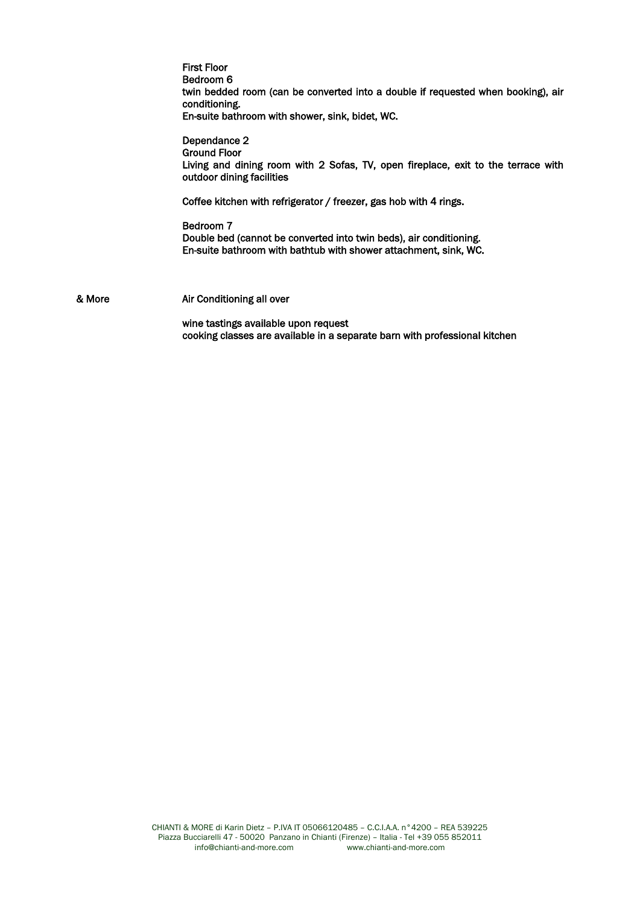First Floor
Bedroom 6
twin bedded room (can be converted into a double if requested when booking), air conditioning.
En-suite bathroom with shower, sink, bidet, WC.

Dependance 2
Ground Floor
Living and dining room with 2 Sofas, TV, open fireplace, exit to the terrace with outdoor dining facilities

Coffee kitchen with refrigerator / freezer, gas hob with 4 rings.

Bedroom 7
Double bed (cannot be converted into twin beds), air conditioning.
En-suite bathroom with bathtub with shower attachment, sink, WC.

& More

Air Conditioning all over

wine tastings available upon request
cooking classes are available in a separate barn with professional kitchen

CHIANTI & MORE di Karin Dietz – P.IVA IT 05066120485 – C.C.I.A.A. n°4200 – REA 539225
Piazza Bucciarelli 47 - 50020 Panzano in Chianti (Firenze) – Italia - Tel +39 055 852011
info@chianti-and-more.com www.chianti-and-more.com